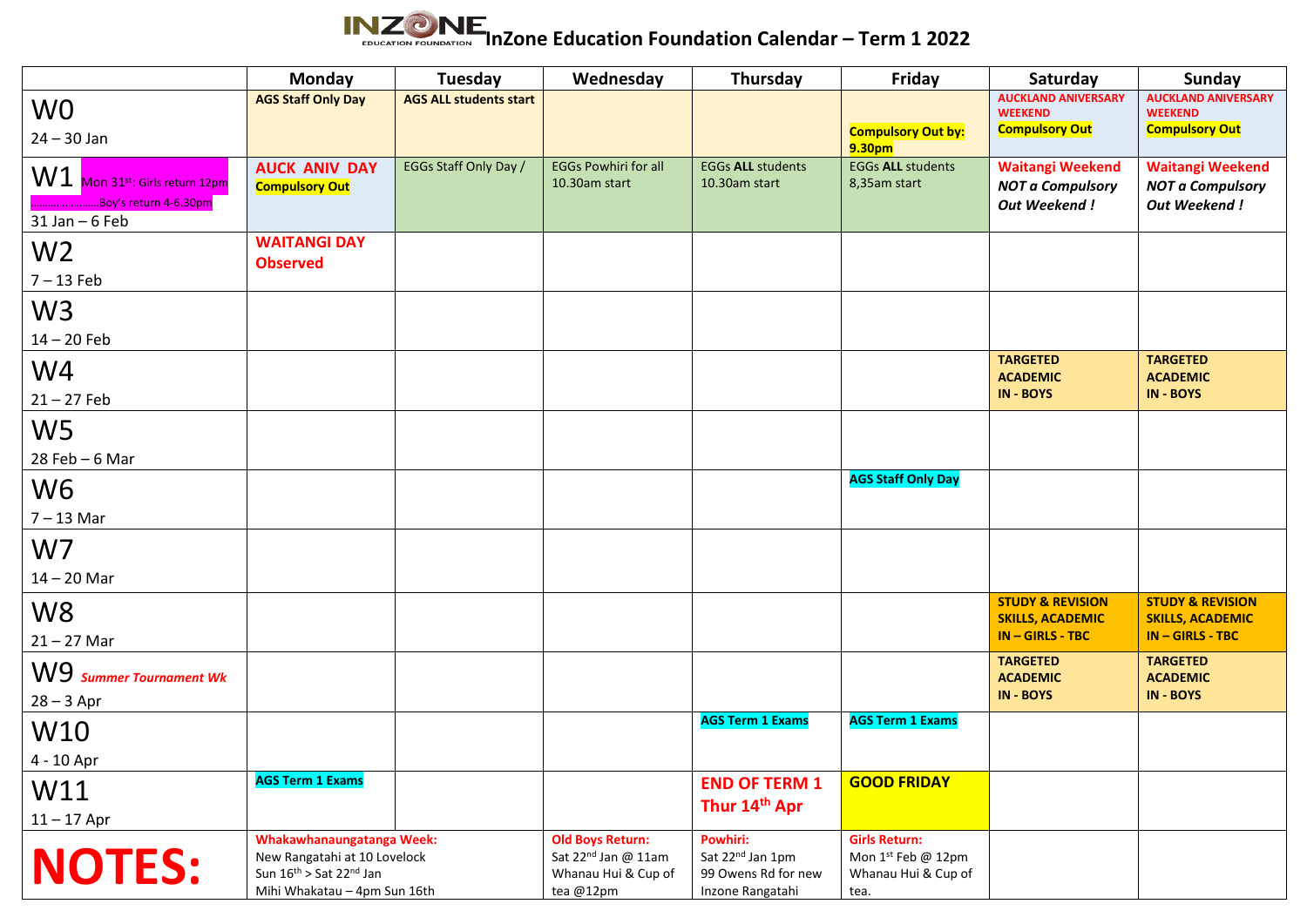# InZone Education Foundation Calendar – Term 1 2022

| | Monday | Tuesday | Wednesday | Thursday | Friday | Saturday | Sunday |
|---|---|---|---|---|---|---|---|
| W0<br>24 – 30 Jan | **AGS Staff Only Day** | **AGS ALL students start** | | | **Compulsory Out by: 9.30pm** | **AUCKLAND ANIVERSARY WEEKEND**<br>**Compulsory Out** | **AUCKLAND ANIVERSARY WEEKEND**<br>**Compulsory Out** |
| W1 Mon 31st: Girls return 12pm<br>……………………Boy's return 4-6.30pm<br>31 Jan – 6 Feb | **AUCK ANIV DAY**<br>**Compulsory Out** | EGGs Staff Only Day / | EGGs Powhiri for all 10.30am start | EGGs **ALL** students 10.30am start | EGGs **ALL** students 8,35am start | **Waitangi Weekend**<br>***NOT a Compulsory Out Weekend !*** | **Waitangi Weekend**<br>***NOT a Compulsory Out Weekend !*** |
| W2<br>7 – 13 Feb | **WAITANGI DAY Observed** | | | | | | |
| W3<br>14 – 20 Feb | | | | | | | |
| W4<br>21 – 27 Feb | | | | | | **TARGETED ACADEMIC IN - BOYS** | **TARGETED ACADEMIC IN - BOYS** |
| W5<br>28 Feb – 6 Mar | | | | | | | |
| W6<br>7 – 13 Mar | | | | | **AGS Staff Only Day** | | |
| W7<br>14 – 20 Mar | | | | | | | |
| W8<br>21 – 27 Mar | | | | | | **STUDY & REVISION SKILLS, ACADEMIC IN – GIRLS - TBC** | **STUDY & REVISION SKILLS, ACADEMIC IN – GIRLS - TBC** |
| W9 ***Summer Tournament Wk***<br>28 – 3 Apr | | | | | | **TARGETED ACADEMIC IN - BOYS** | **TARGETED ACADEMIC IN - BOYS** |
| W10<br>4 - 10 Apr | | | | **AGS Term 1 Exams** | **AGS Term 1 Exams** | | |
| W11<br>11 – 17 Apr | **AGS Term 1 Exams** | | | **END OF TERM 1**<br>**Thur 14th Apr** | **GOOD FRIDAY** | | |
| **NOTES:** | **Whakawhanaungatanga Week:**<br>New Rangatahi at 10 Lovelock<br>Sun 16th > Sat 22nd Jan<br>Mihi Whakatau – 4pm Sun 16th | | **Old Boys Return:**<br>Sat 22nd Jan @ 11am<br>Whanau Hui & Cup of tea @12pm | **Powhiri:**<br>Sat 22nd Jan 1pm<br>99 Owens Rd for new Inzone Rangatahi | **Girls Return:**<br>Mon 1st Feb @ 12pm<br>Whanau Hui & Cup of tea. | | |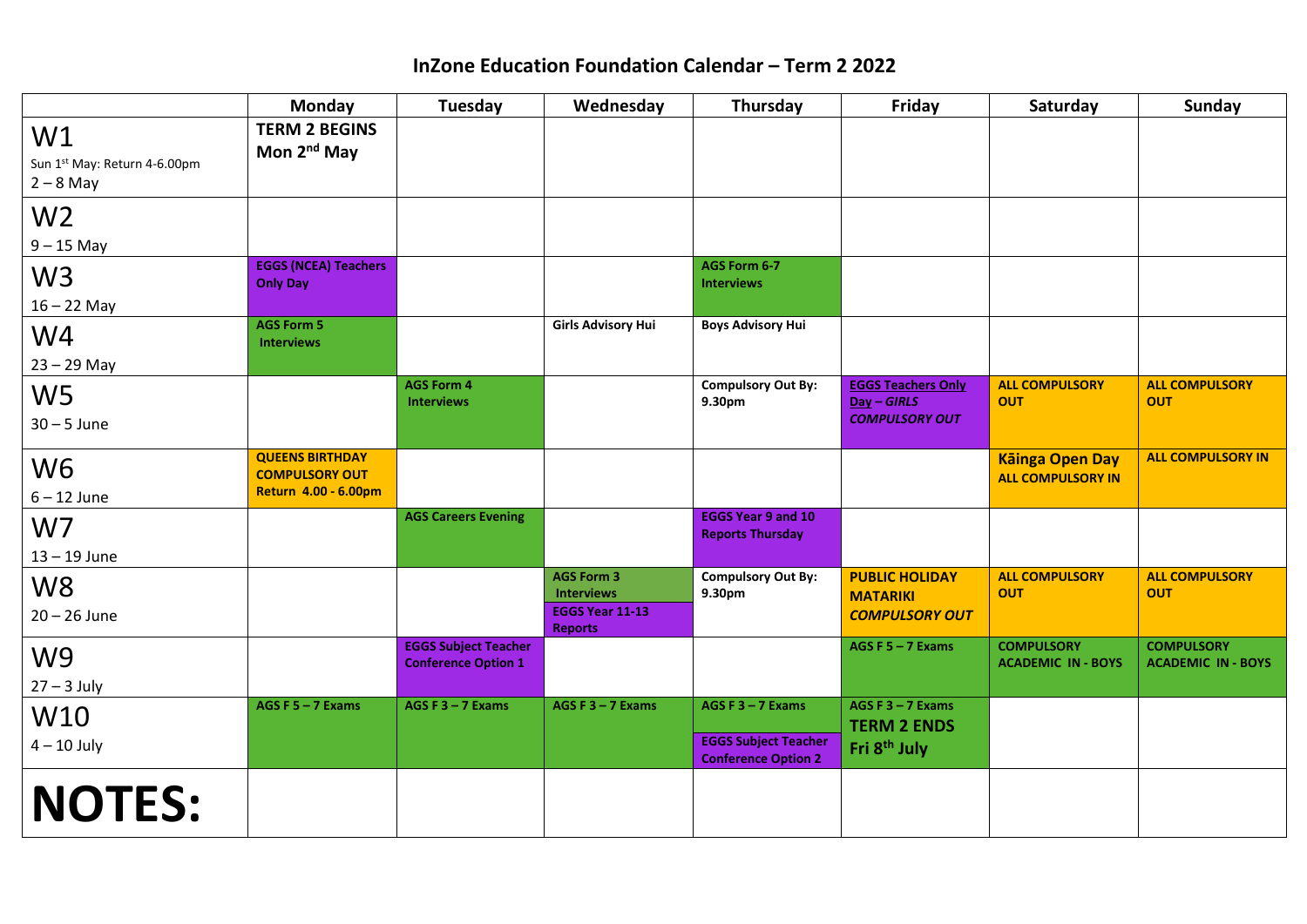# InZone Education Foundation Calendar – Term 2 2022

| | Monday | Tuesday | Wednesday | Thursday | Friday | Saturday | Sunday |
|---|---|---|---|---|---|---|---|
| W1<br>Sun 1st May: Return 4-6.00pm<br>2 – 8 May | **TERM 2 BEGINS Mon 2nd May** | | | | | | |
| W2<br>9 – 15 May | | | | | | | |
| W3<br>16 – 22 May | **EGGS (NCEA) Teachers Only Day** | | | **AGS Form 6-7 Interviews** | | | |
| W4<br>23 – 29 May | **AGS Form 5 Interviews** | | **Girls Advisory Hui** | **Boys Advisory Hui** | | | |
| W5<br>30 – 5 June | | **AGS Form 4 Interviews** | | **Compulsory Out By: 9.30pm** | **EGGS Teachers Only Day – *GIRLS COMPULSORY OUT*** | **ALL COMPULSORY OUT** | **ALL COMPULSORY OUT** |
| W6<br>6 – 12 June | **QUEENS BIRTHDAY COMPULSORY OUT Return 4.00 - 6.00pm** | | | | | **Kāinga Open Day ALL COMPULSORY IN** | **ALL COMPULSORY IN** |
| W7<br>13 – 19 June | | **AGS Careers Evening** | | **EGGS Year 9 and 10 Reports Thursday** | | | |
| W8<br>20 – 26 June | | | **AGS Form 3 Interviews**<br>**EGGS Year 11-13 Reports** | **Compulsory Out By: 9.30pm** | **PUBLIC HOLIDAY MATARIKI *COMPULSORY OUT*** | **ALL COMPULSORY OUT** | **ALL COMPULSORY OUT** |
| W9<br>27 – 3 July | | **EGGS Subject Teacher Conference Option 1** | | | **AGS F 5 – 7 Exams** | **COMPULSORY ACADEMIC IN - BOYS** | **COMPULSORY ACADEMIC IN - BOYS** |
| W10<br>4 – 10 July | **AGS F 5 – 7 Exams** | **AGS F 3 – 7 Exams** | **AGS F 3 – 7 Exams** | **AGS F 3 – 7 Exams**<br>**EGGS Subject Teacher Conference Option 2** | **AGS F 3 – 7 Exams**<br>**TERM 2 ENDS Fri 8th July** | | |
| **NOTES:** | | | | | | | |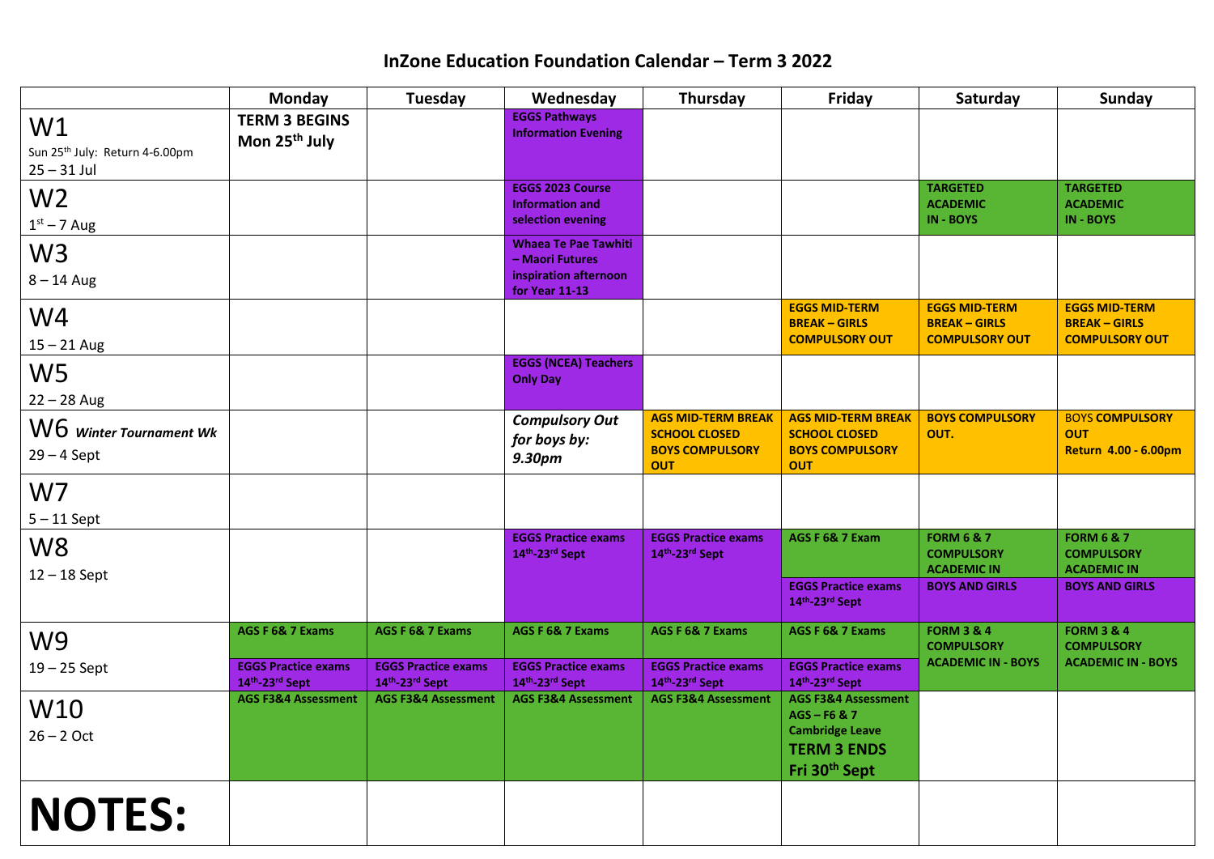# InZone Education Foundation Calendar – Term 3 2022

| | Monday | Tuesday | Wednesday | Thursday | Friday | Saturday | Sunday |
|---|---|---|---|---|---|---|---|
| W1 Sun 25th July: Return 4-6.00pm 25 – 31 Jul | **TERM 3 BEGINS Mon 25th July** | | **EGGS Pathways Information Evening** | | | | |
| W2 1st – 7 Aug | | | **EGGS 2023 Course Information and selection evening** | | | **TARGETED ACADEMIC IN - BOYS** | **TARGETED ACADEMIC IN - BOYS** |
| W3 8 – 14 Aug | | | **Whaea Te Pae Tawhiti – Maori Futures inspiration afternoon for Year 11-13** | | | | |
| W4 15 – 21 Aug | | | | | **EGGS MID-TERM BREAK – GIRLS COMPULSORY OUT** | **EGGS MID-TERM BREAK – GIRLS COMPULSORY OUT** | **EGGS MID-TERM BREAK – GIRLS COMPULSORY OUT** |
| W5 22 – 28 Aug | | | **EGGS (NCEA) Teachers Only Day** | | | | |
| W6 ***Winter Tournament Wk*** 29 – 4 Sept | | | *Compulsory Out for boys by: 9.30pm* | **AGS MID-TERM BREAK SCHOOL CLOSED BOYS COMPULSORY OUT** | **AGS MID-TERM BREAK SCHOOL CLOSED BOYS COMPULSORY OUT** | **BOYS COMPULSORY OUT.** | BOYS **COMPULSORY OUT Return 4.00 - 6.00pm** |
| W7 5 – 11 Sept | | | | | | | |
| W8 12 – 18 Sept | | | **EGGS Practice exams 14th-23rd Sept** | **EGGS Practice exams 14th-23rd Sept** | **AGS F 6& 7 Exam** **EGGS Practice exams 14th-23rd Sept** | **FORM 6 & 7 COMPULSORY ACADEMIC IN BOYS AND GIRLS** | **FORM 6 & 7 COMPULSORY ACADEMIC IN BOYS AND GIRLS** |
| W9 19 – 25 Sept | **AGS F 6& 7 Exams** **EGGS Practice exams 14th-23rd Sept** | **AGS F 6& 7 Exams** **EGGS Practice exams 14th-23rd Sept** | **AGS F 6& 7 Exams** **EGGS Practice exams 14th-23rd Sept** | **AGS F 6& 7 Exams** **EGGS Practice exams 14th-23rd Sept** | **AGS F 6& 7 Exams** **EGGS Practice exams 14th-23rd Sept** | **FORM 3 & 4 COMPULSORY ACADEMIC IN - BOYS** | **FORM 3 & 4 COMPULSORY ACADEMIC IN - BOYS** |
| W10 26 – 2 Oct | **AGS F3&4 Assessment** | **AGS F3&4 Assessment** | **AGS F3&4 Assessment** | **AGS F3&4 Assessment** | **AGS F3&4 Assessment AGS – F6 & 7 Cambridge Leave TERM 3 ENDS Fri 30th Sept** | | |
| **NOTES:** | | | | | | | |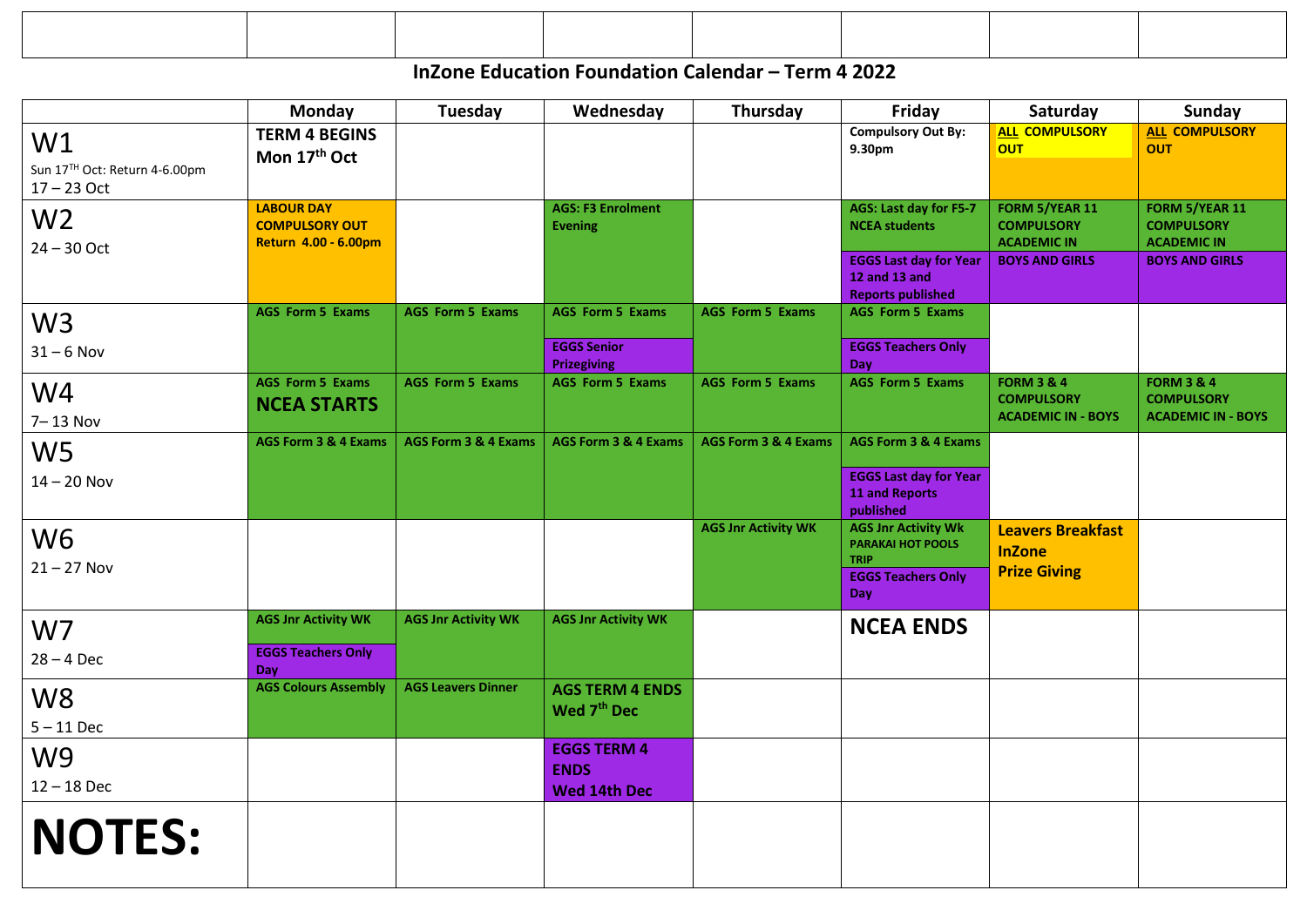# InZone Education Foundation Calendar – Term 4 2022

| | Monday | Tuesday | Wednesday | Thursday | Friday | Saturday | Sunday |
|---|---|---|---|---|---|---|---|
| W1<br>Sun 17TH Oct: Return 4-6.00pm<br>17 – 23 Oct | **TERM 4 BEGINS Mon 17th Oct** | | | | **Compulsory Out By: 9.30pm** | **ALL COMPULSORY OUT** | **ALL COMPULSORY OUT** |
| W2<br>24 – 30 Oct | **LABOUR DAY COMPULSORY OUT Return 4.00 - 6.00pm** | | **AGS: F3 Enrolment Evening** | | **AGS: Last day for F5-7 NCEA students**<br>**EGGS Last day for Year 12 and 13 and Reports published** | **FORM 5/YEAR 11 COMPULSORY ACADEMIC IN**<br>**BOYS AND GIRLS** | **FORM 5/YEAR 11 COMPULSORY ACADEMIC IN**<br>**BOYS AND GIRLS** |
| W3<br>31 – 6 Nov | **AGS Form 5 Exams** | **AGS Form 5 Exams** | **AGS Form 5 Exams**<br>**EGGS Senior Prizegiving** | **AGS Form 5 Exams** | **AGS Form 5 Exams**<br>**EGGS Teachers Only Day** | | |
| W4<br>7– 13 Nov | **AGS Form 5 Exams**<br>**NCEA STARTS** | **AGS Form 5 Exams** | **AGS Form 5 Exams** | **AGS Form 5 Exams** | **AGS Form 5 Exams** | **FORM 3 & 4 COMPULSORY ACADEMIC IN - BOYS** | **FORM 3 & 4 COMPULSORY ACADEMIC IN - BOYS** |
| W5<br>14 – 20 Nov | **AGS Form 3 & 4 Exams** | **AGS Form 3 & 4 Exams** | **AGS Form 3 & 4 Exams** | **AGS Form 3 & 4 Exams** | **AGS Form 3 & 4 Exams**<br>**EGGS Last day for Year 11 and Reports published** | | |
| W6<br>21 – 27 Nov | | | | **AGS Jnr Activity WK** | **AGS Jnr Activity Wk PARAKAI HOT POOLS TRIP**<br>**EGGS Teachers Only Day** | **Leavers Breakfast InZone Prize Giving** | |
| W7<br>28 – 4 Dec | **AGS Jnr Activity WK**<br>**EGGS Teachers Only Day** | **AGS Jnr Activity WK** | **AGS Jnr Activity WK** | | **NCEA ENDS** | | |
| W8<br>5 – 11 Dec | **AGS Colours Assembly** | **AGS Leavers Dinner** | **AGS TERM 4 ENDS Wed 7th Dec** | | | | |
| W9<br>12 – 18 Dec | | | **EGGS TERM 4 ENDS Wed 14th Dec** | | | | |
| **NOTES:** | | | | | | | |